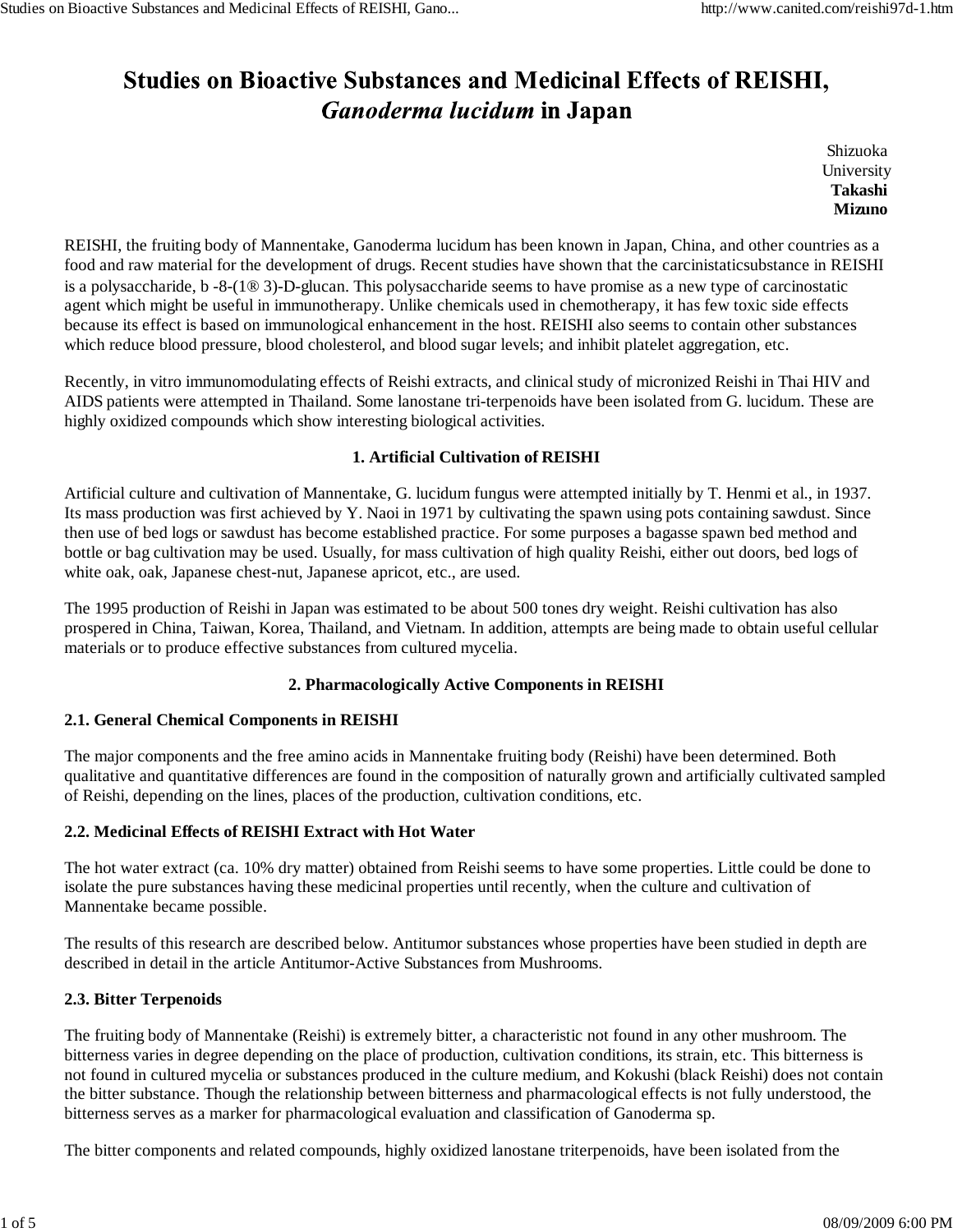# Studies on Bioactive Substances and Medicinal Effects of REISHI, *Ganoderma lucidum* in Japan

Shizuoka University
**Takashi Mizuno**

REISHI, the fruiting body of Mannentake, Ganoderma lucidum has been known in Japan, China, and other countries as a food and raw material for the development of drugs. Recent studies have shown that the carcinistaticsubstance in REISHI is a polysaccharide, b -8-(1® 3)-D-glucan. This polysaccharide seems to have promise as a new type of carcinostatic agent which might be useful in immunotherapy. Unlike chemicals used in chemotherapy, it has few toxic side effects because its effect is based on immunological enhancement in the host. REISHI also seems to contain other substances which reduce blood pressure, blood cholesterol, and blood sugar levels; and inhibit platelet aggregation, etc.

Recently, in vitro immunomodulating effects of Reishi extracts, and clinical study of micronized Reishi in Thai HIV and AIDS patients were attempted in Thailand. Some lanostane tri-terpenoids have been isolated from G. lucidum. These are highly oxidized compounds which show interesting biological activities.

## 1. Artificial Cultivation of REISHI

Artificial culture and cultivation of Mannentake, G. lucidum fungus were attempted initially by T. Henmi et al., in 1937. Its mass production was first achieved by Y. Naoi in 1971 by cultivating the spawn using pots containing sawdust. Since then use of bed logs or sawdust has become established practice. For some purposes a bagasse spawn bed method and bottle or bag cultivation may be used. Usually, for mass cultivation of high quality Reishi, either out doors, bed logs of white oak, oak, Japanese chest-nut, Japanese apricot, etc., are used.

The 1995 production of Reishi in Japan was estimated to be about 500 tones dry weight. Reishi cultivation has also prospered in China, Taiwan, Korea, Thailand, and Vietnam. In addition, attempts are being made to obtain useful cellular materials or to produce effective substances from cultured mycelia.

## 2. Pharmacologically Active Components in REISHI

### 2.1. General Chemical Components in REISHI

The major components and the free amino acids in Mannentake fruiting body (Reishi) have been determined. Both qualitative and quantitative differences are found in the composition of naturally grown and artificially cultivated sampled of Reishi, depending on the lines, places of the production, cultivation conditions, etc.

### 2.2. Medicinal Effects of REISHI Extract with Hot Water

The hot water extract (ca. 10% dry matter) obtained from Reishi seems to have some properties. Little could be done to isolate the pure substances having these medicinal properties until recently, when the culture and cultivation of Mannentake became possible.

The results of this research are described below. Antitumor substances whose properties have been studied in depth are described in detail in the article Antitumor-Active Substances from Mushrooms.

### 2.3. Bitter Terpenoids

The fruiting body of Mannentake (Reishi) is extremely bitter, a characteristic not found in any other mushroom. The bitterness varies in degree depending on the place of production, cultivation conditions, its strain, etc. This bitterness is not found in cultured mycelia or substances produced in the culture medium, and Kokushi (black Reishi) does not contain the bitter substance. Though the relationship between bitterness and pharmacological effects is not fully understood, the bitterness serves as a marker for pharmacological evaluation and classification of Ganoderma sp.

The bitter components and related compounds, highly oxidized lanostane triterpenoids, have been isolated from the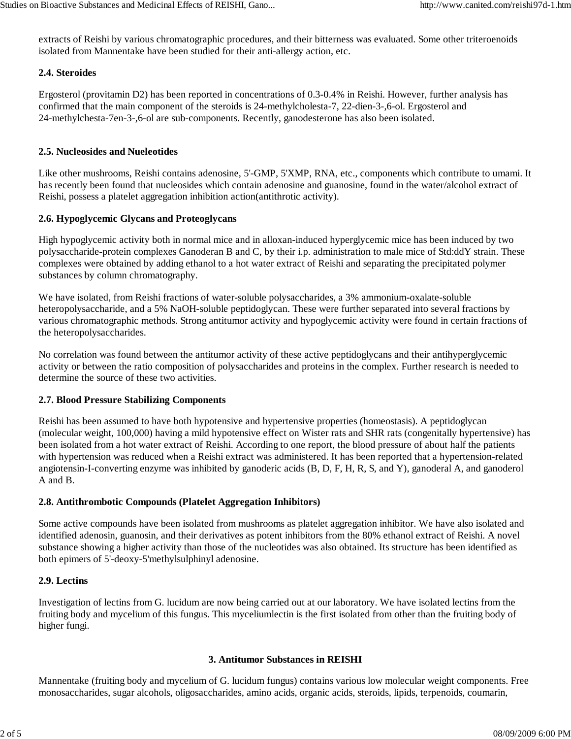extracts of Reishi by various chromatographic procedures, and their bitterness was evaluated. Some other triteroenoids isolated from Mannentake have been studied for their anti-allergy action, etc.

### 2.4. Steroides

Ergosterol (provitamin D2) has been reported in concentrations of 0.3-0.4% in Reishi. However, further analysis has confirmed that the main component of the steroids is 24-methylcholesta-7, 22-dien-3-,6-ol. Ergosterol and 24-methylchesta-7en-3-,6-ol are sub-components. Recently, ganodesterone has also been isolated.

### 2.5. Nucleosides and Nueleotides

Like other mushrooms, Reishi contains adenosine, 5'-GMP, 5'XMP, RNA, etc., components which contribute to umami. It has recently been found that nucleosides which contain adenosine and guanosine, found in the water/alcohol extract of Reishi, possess a platelet aggregation inhibition action(antithrotic activity).

### 2.6. Hypoglycemic Glycans and Proteoglycans

High hypoglycemic activity both in normal mice and in alloxan-induced hyperglycemic mice has been induced by two polysaccharide-protein complexes Ganoderan B and C, by their i.p. administration to male mice of Std:ddY strain. These complexes were obtained by adding ethanol to a hot water extract of Reishi and separating the precipitated polymer substances by column chromatography.

We have isolated, from Reishi fractions of water-soluble polysaccharides, a 3% ammonium-oxalate-soluble heteropolysaccharide, and a 5% NaOH-soluble peptidoglycan. These were further separated into several fractions by various chromatographic methods. Strong antitumor activity and hypoglycemic activity were found in certain fractions of the heteropolysaccharides.

No correlation was found between the antitumor activity of these active peptidoglycans and their antihyperglycemic activity or between the ratio composition of polysaccharides and proteins in the complex. Further research is needed to determine the source of these two activities.

### 2.7. Blood Pressure Stabilizing Components

Reishi has been assumed to have both hypotensive and hypertensive properties (homeostasis). A peptidoglycan (molecular weight, 100,000) having a mild hypotensive effect on Wister rats and SHR rats (congenitally hypertensive) has been isolated from a hot water extract of Reishi. According to one report, the blood pressure of about half the patients with hypertension was reduced when a Reishi extract was administered. It has been reported that a hypertension-related angiotensin-I-converting enzyme was inhibited by ganoderic acids (B, D, F, H, R, S, and Y), ganoderal A, and ganoderol A and B.

### 2.8. Antithrombotic Compounds (Platelet Aggregation Inhibitors)

Some active compounds have been isolated from mushrooms as platelet aggregation inhibitor. We have also isolated and identified adenosin, guanosin, and their derivatives as potent inhibitors from the 80% ethanol extract of Reishi. A novel substance showing a higher activity than those of the nucleotides was also obtained. Its structure has been identified as both epimers of 5'-deoxy-5'methylsulphinyl adenosine.

### 2.9. Lectins

Investigation of lectins from G. lucidum are now being carried out at our laboratory. We have isolated lectins from the fruiting body and mycelium of this fungus. This myceliumlectin is the first isolated from other than the fruiting body of higher fungi.

## 3. Antitumor Substances in REISHI

Mannentake (fruiting body and mycelium of G. lucidum fungus) contains various low molecular weight components. Free monosaccharides, sugar alcohols, oligosaccharides, amino acids, organic acids, steroids, lipids, terpenoids, coumarin,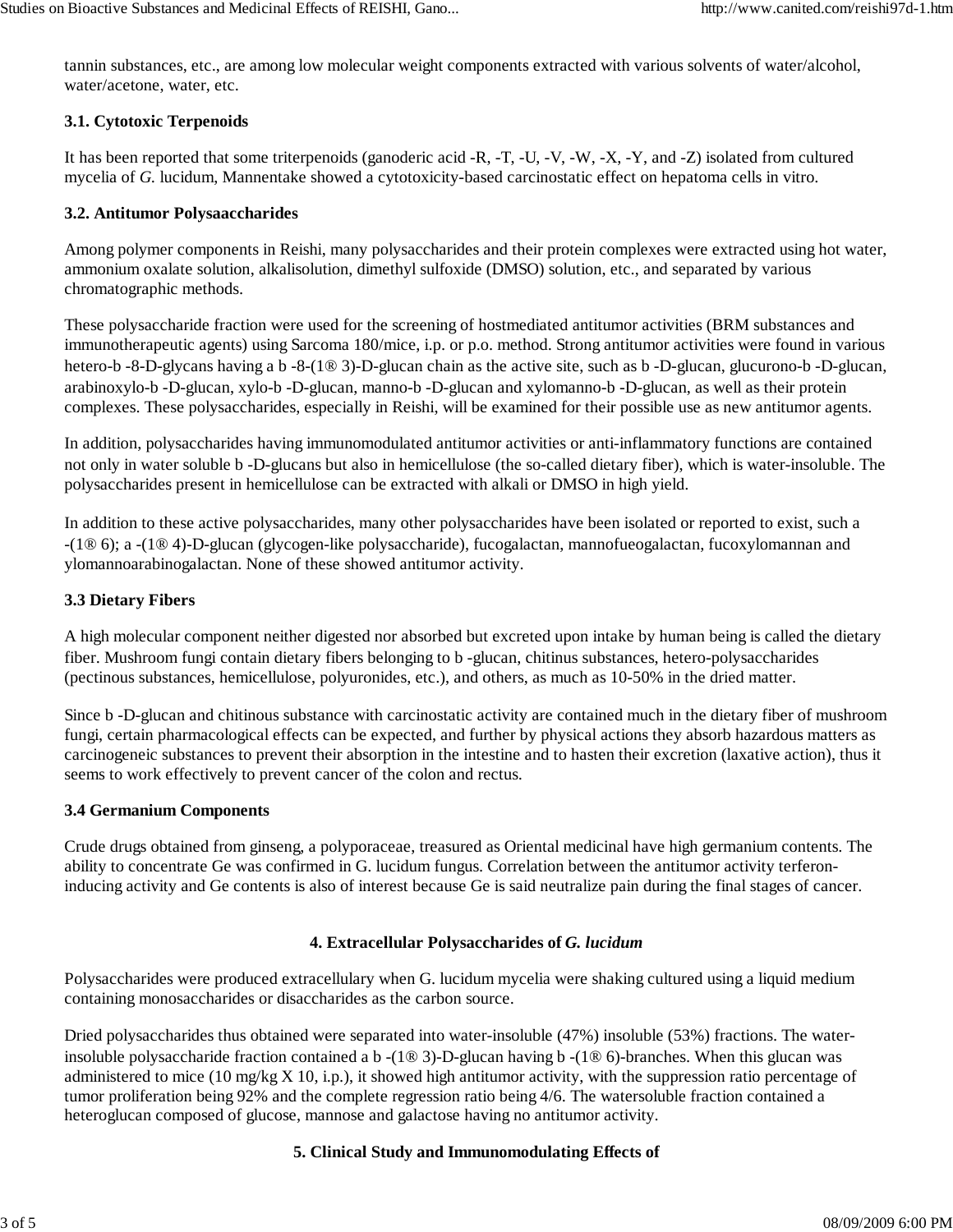tannin substances, etc., are among low molecular weight components extracted with various solvents of water/alcohol, water/acetone, water, etc.

### 3.1. Cytotoxic Terpenoids

It has been reported that some triterpenoids (ganoderic acid -R, -T, -U, -V, -W, -X, -Y, and -Z) isolated from cultured mycelia of *G.* lucidum, Mannentake showed a cytotoxicity-based carcinostatic effect on hepatoma cells in vitro.

### 3.2. Antitumor Polysaaccharides

Among polymer components in Reishi, many polysaccharides and their protein complexes were extracted using hot water, ammonium oxalate solution, alkalisolution, dimethyl sulfoxide (DMSO) solution, etc., and separated by various chromatographic methods.

These polysaccharide fraction were used for the screening of hostmediated antitumor activities (BRM substances and immunotherapeutic agents) using Sarcoma 180/mice, i.p. or p.o. method. Strong antitumor activities were found in various hetero-b -8-D-glycans having a b -8-(1® 3)-D-glucan chain as the active site, such as b -D-glucan, glucurono-b -D-glucan, arabinoxylo-b -D-glucan, xylo-b -D-glucan, manno-b -D-glucan and xylomanno-b -D-glucan, as well as their protein complexes. These polysaccharides, especially in Reishi, will be examined for their possible use as new antitumor agents.

In addition, polysaccharides having immunomodulated antitumor activities or anti-inflammatory functions are contained not only in water soluble b -D-glucans but also in hemicellulose (the so-called dietary fiber), which is water-insoluble. The polysaccharides present in hemicellulose can be extracted with alkali or DMSO in high yield.

In addition to these active polysaccharides, many other polysaccharides have been isolated or reported to exist, such a -(1® 6); a -(1® 4)-D-glucan (glycogen-like polysaccharide), fucogalactan, mannofueogalactan, fucoxylomannan and ylomannoarabinogalactan. None of these showed antitumor activity.

### 3.3 Dietary Fibers

A high molecular component neither digested nor absorbed but excreted upon intake by human being is called the dietary fiber. Mushroom fungi contain dietary fibers belonging to b -glucan, chitinus substances, hetero-polysaccharides (pectinous substances, hemicellulose, polyuronides, etc.), and others, as much as 10-50% in the dried matter.

Since b -D-glucan and chitinous substance with carcinostatic activity are contained much in the dietary fiber of mushroom fungi, certain pharmacological effects can be expected, and further by physical actions they absorb hazardous matters as carcinogeneic substances to prevent their absorption in the intestine and to hasten their excretion (laxative action), thus it seems to work effectively to prevent cancer of the colon and rectus.

### 3.4 Germanium Components

Crude drugs obtained from ginseng, a polyporaceae, treasured as Oriental medicinal have high germanium contents. The ability to concentrate Ge was confirmed in G. lucidum fungus. Correlation between the antitumor activity terferon-inducing activity and Ge contents is also of interest because Ge is said neutralize pain during the final stages of cancer.

## 4. Extracellular Polysaccharides of *G. lucidum*

Polysaccharides were produced extracellulary when G. lucidum mycelia were shaking cultured using a liquid medium containing monosaccharides or disaccharides as the carbon source.

Dried polysaccharides thus obtained were separated into water-insoluble (47%) insoluble (53%) fractions. The water-insoluble polysaccharide fraction contained a b -(1® 3)-D-glucan having b -(1® 6)-branches. When this glucan was administered to mice (10 mg/kg X 10, i.p.), it showed high antitumor activity, with the suppression ratio percentage of tumor proliferation being 92% and the complete regression ratio being 4/6. The watersoluble fraction contained a heteroglucan composed of glucose, mannose and galactose having no antitumor activity.

## 5. Clinical Study and Immunomodulating Effects of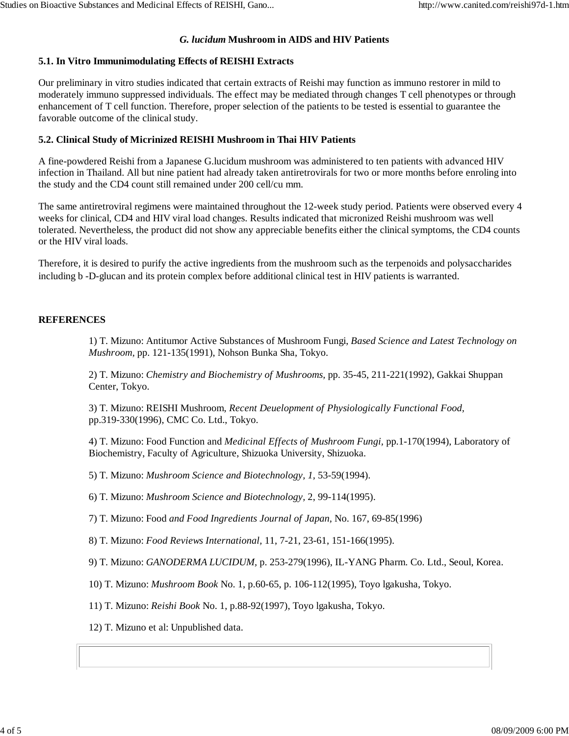## *G. lucidum* Mushroom in AIDS and HIV Patients

### 5.1. In Vitro Immunimodulating Effects of REISHI Extracts

Our preliminary in vitro studies indicated that certain extracts of Reishi may function as immuno restorer in mild to moderately immuno suppressed individuals. The effect may be mediated through changes T cell phenotypes or through enhancement of T cell function. Therefore, proper selection of the patients to be tested is essential to guarantee the favorable outcome of the clinical study.

### 5.2. Clinical Study of Micrinized REISHI Mushroom in Thai HIV Patients

A fine-powdered Reishi from a Japanese G.lucidum mushroom was administered to ten patients with advanced HIV infection in Thailand. All but nine patient had already taken antiretrovirals for two or more months before enroling into the study and the CD4 count still remained under 200 cell/cu mm.

The same antiretroviral regimens were maintained throughout the 12-week study period. Patients were observed every 4 weeks for clinical, CD4 and HIV viral load changes. Results indicated that micronized Reishi mushroom was well tolerated. Nevertheless, the product did not show any appreciable benefits either the clinical symptoms, the CD4 counts or the HIV viral loads.

Therefore, it is desired to purify the active ingredients from the mushroom such as the terpenoids and polysaccharides including b -D-glucan and its protein complex before additional clinical test in HIV patients is warranted.

## REFERENCES

1) T. Mizuno: Antitumor Active Substances of Mushroom Fungi, *Based Science and Latest Technology on Mushroom*, pp. 121-135(1991), Nohson Bunka Sha, Tokyo.

2) T. Mizuno: *Chemistry and Biochemistry of Mushrooms*, pp. 35-45, 211-221(1992), Gakkai Shuppan Center, Tokyo.

3) T. Mizuno: REISHI Mushroom, *Recent Deuelopment of Physiologically Functional Food*, pp.319-330(1996), CMC Co. Ltd., Tokyo.

4) T. Mizuno: Food Function and *Medicinal Effects of Mushroom Fungi*, pp.1-170(1994), Laboratory of Biochemistry, Faculty of Agriculture, Shizuoka University, Shizuoka.

5) T. Mizuno: *Mushroom Science and Biotechnology, 1*, 53-59(1994).

6) T. Mizuno: *Mushroom Science and Biotechnology*, 2, 99-114(1995).

7) T. Mizuno: Food *and Food Ingredients Journal of Japan*, No. 167, 69-85(1996)

8) T. Mizuno: *Food Reviews International*, 11, 7-21, 23-61, 151-166(1995).

9) T. Mizuno: *GANODERMA LUCIDUM*, p. 253-279(1996), IL-YANG Pharm. Co. Ltd., Seoul, Korea.

10) T. Mizuno: *Mushroom Book* No. 1, p.60-65, p. 106-112(1995), Toyo lgakusha, Tokyo.

11) T. Mizuno: *Reishi Book* No. 1, p.88-92(1997), Toyo lgakusha, Tokyo.

12) T. Mizuno et al: Unpublished data.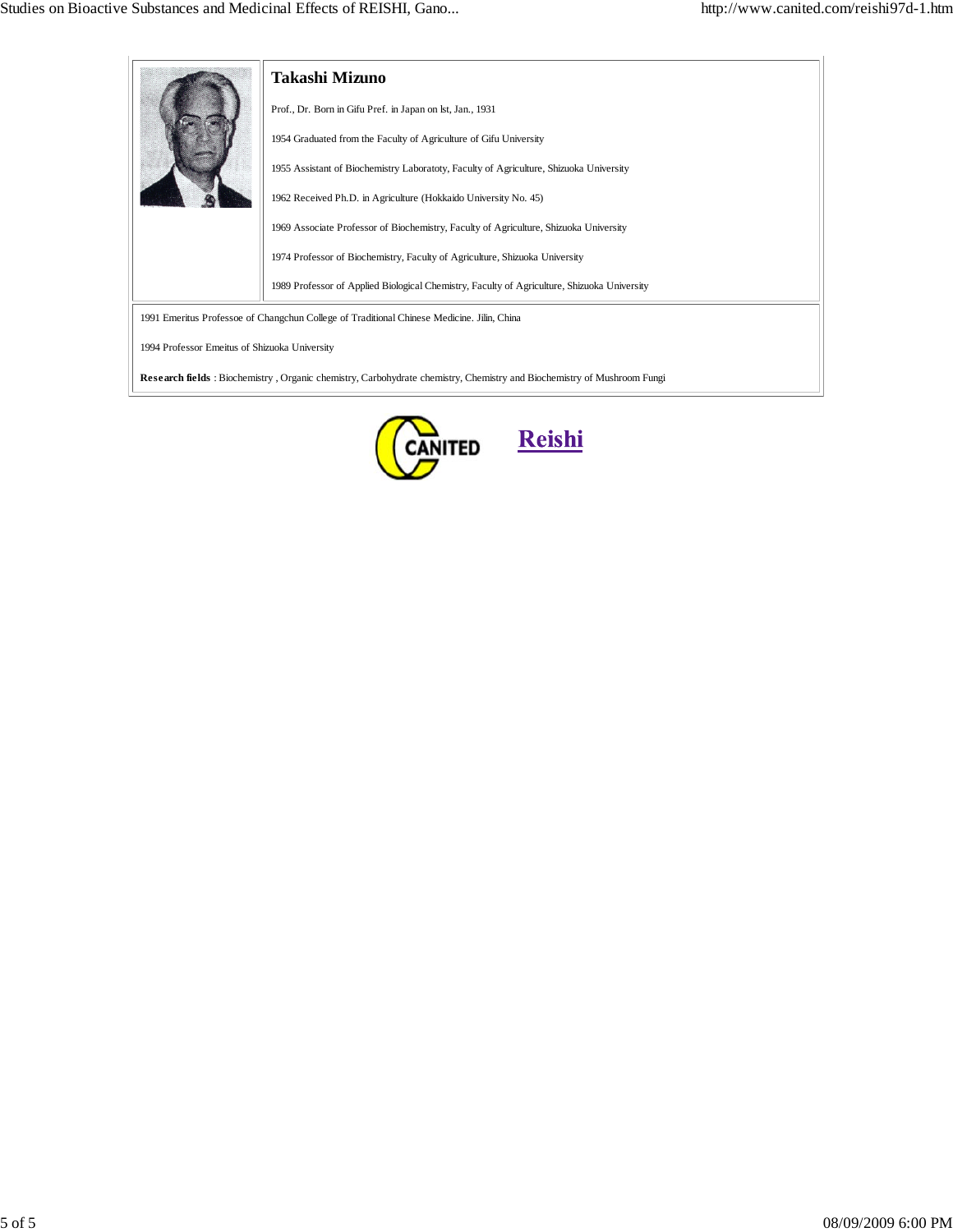## Takashi Mizuno

Prof., Dr. Born in Gifu Pref. in Japan on lst, Jan., 1931

1954 Graduated from the Faculty of Agriculture of Gifu University

1955 Assistant of Biochemistry Laboratoty, Faculty of Agriculture, Shizuoka University

1962 Received Ph.D. in Agriculture (Hokkaido University No. 45)

1969 Associate Professor of Biochemistry, Faculty of Agriculture, Shizuoka University

1974 Professor of Biochemistry, Faculty of Agriculture, Shizuoka University

1989 Professor of Applied Biological Chemistry, Faculty of Agriculture, Shizuoka University

1991 Emeritus Professoe of Changchun College of Traditional Chinese Medicine. Jilin, China

1994 Professor Emeitus of Shizuoka University

**Research fields** : Biochemistry , Organic chemistry, Carbohydrate chemistry, Chemistry and Biochemistry of Mushroom Fungi

CANITED

Reishi